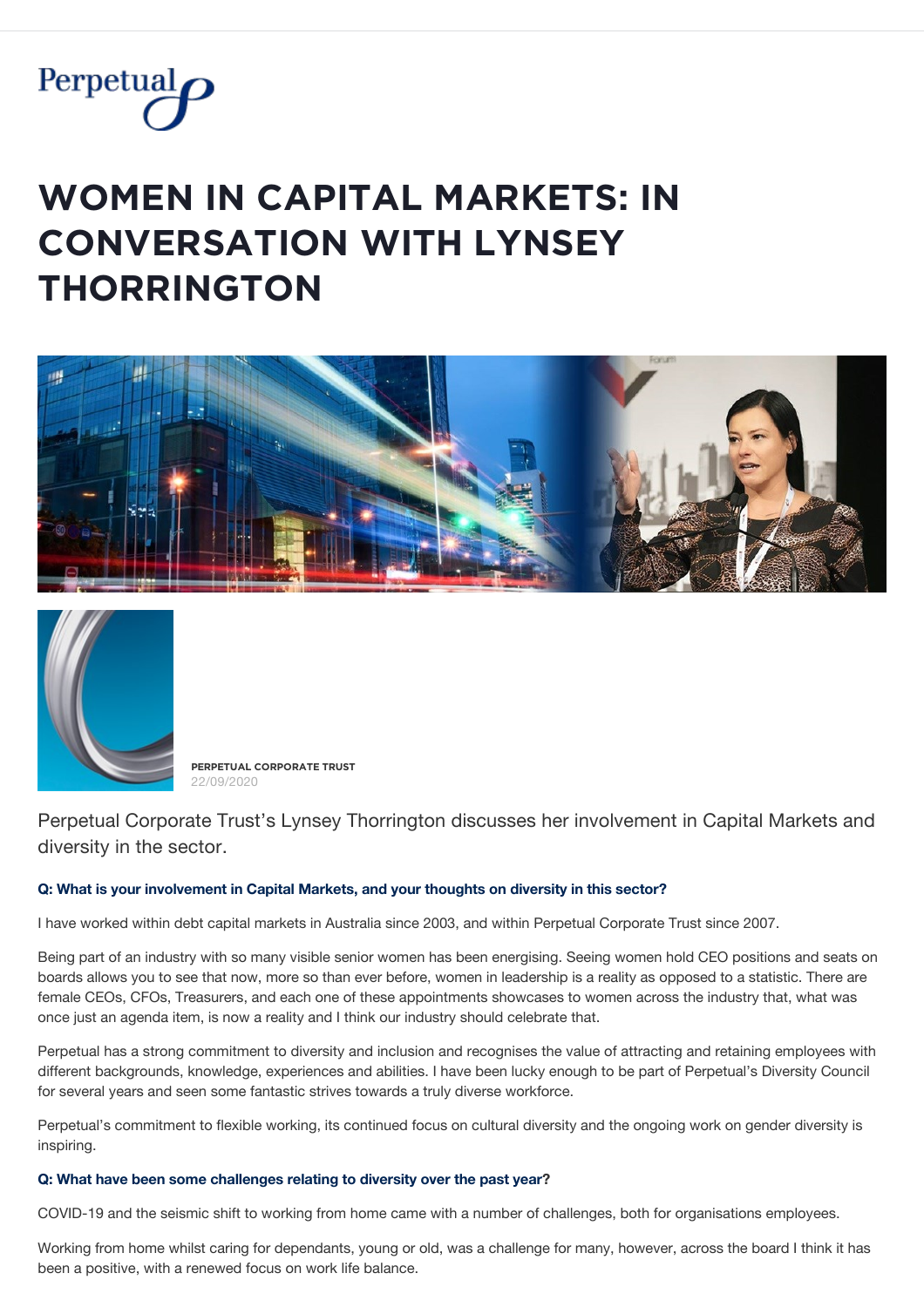# WOMEN IN CAPITAL MARKETS: IN CONVERSATION WITH LYNSEY THORRINGTON

**PERPETUAL CORPORATE TRUST**
22/09/2020

Perpetual Corporate Trust's Lynsey Thorrington discusses her involvement in Capital Markets and diversity in the sector.

**Q: What is your involvement in Capital Markets, and your thoughts on diversity in this sector?**

I have worked within debt capital markets in Australia since 2003, and within Perpetual Corporate Trust since 2007.

Being part of an industry with so many visible senior women has been energising. Seeing women hold CEO positions and seats on boards allows you to see that now, more so than ever before, women in leadership is a reality as opposed to a statistic. There are female CEOs, CFOs, Treasurers, and each one of these appointments showcases to women across the industry that, what was once just an agenda item, is now a reality and I think our industry should celebrate that.

Perpetual has a strong commitment to diversity and inclusion and recognises the value of attracting and retaining employees with different backgrounds, knowledge, experiences and abilities. I have been lucky enough to be part of Perpetual's Diversity Council for several years and seen some fantastic strives towards a truly diverse workforce.

Perpetual's commitment to flexible working, its continued focus on cultural diversity and the ongoing work on gender diversity is inspiring.

**Q: What have been some challenges relating to diversity over the past year?**

COVID-19 and the seismic shift to working from home came with a number of challenges, both for organisations employees.

Working from home whilst caring for dependants, young or old, was a challenge for many, however, across the board I think it has been a positive, with a renewed focus on work life balance.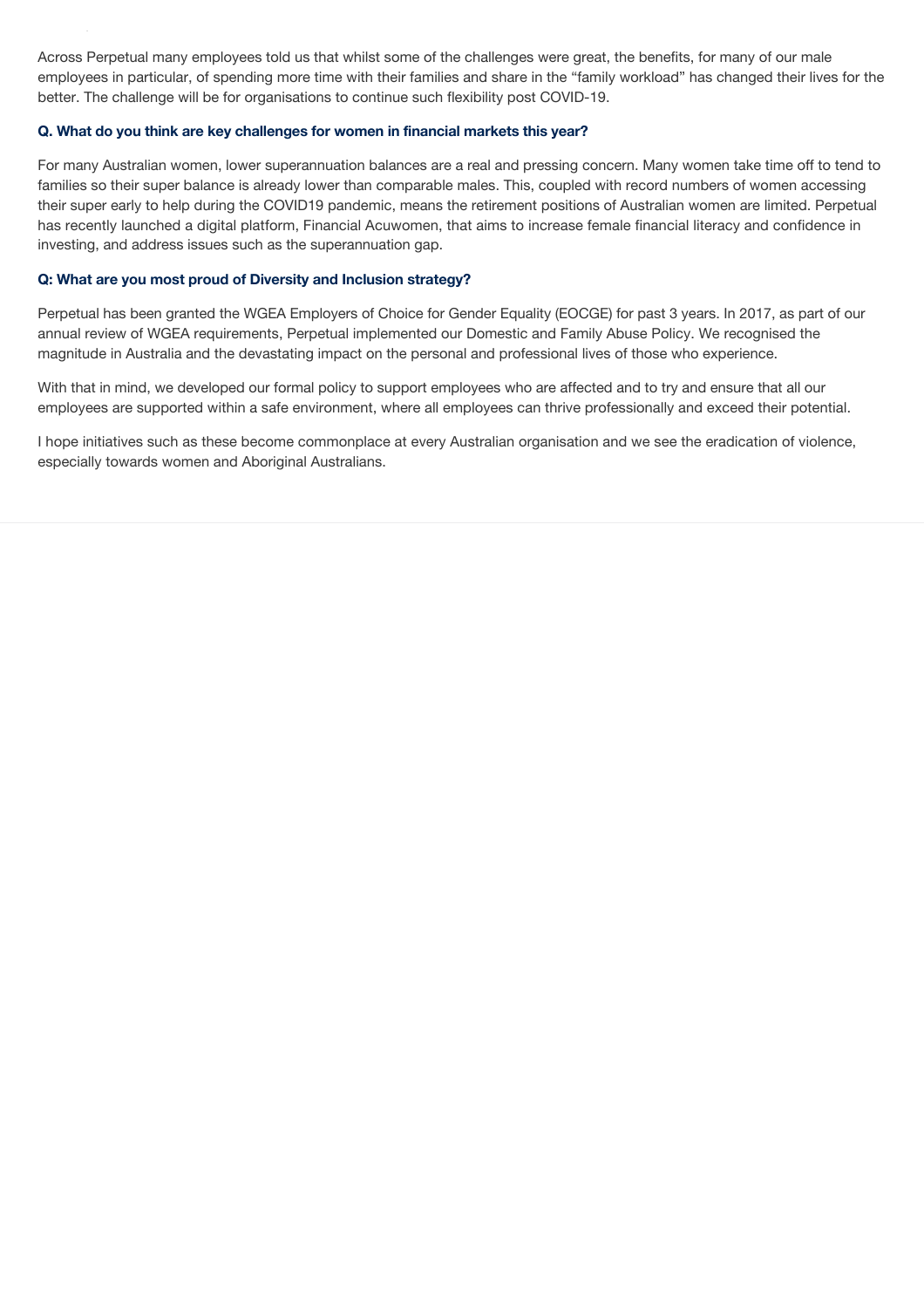Across Perpetual many employees told us that whilst some of the challenges were great, the benefits, for many of our male employees in particular, of spending more time with their families and share in the "family workload" has changed their lives for the better. The challenge will be for organisations to continue such flexibility post COVID-19.

**Q. What do you think are key challenges for women in financial markets this year?**

For many Australian women, lower superannuation balances are a real and pressing concern. Many women take time off to tend to families so their super balance is already lower than comparable males. This, coupled with record numbers of women accessing their super early to help during the COVID19 pandemic, means the retirement positions of Australian women are limited. Perpetual has recently launched a digital platform, Financial Acuwomen, that aims to increase female financial literacy and confidence in investing, and address issues such as the superannuation gap.

**Q: What are you most proud of Diversity and Inclusion strategy?**

Perpetual has been granted the WGEA Employers of Choice for Gender Equality (EOCGE) for past 3 years. In 2017, as part of our annual review of WGEA requirements, Perpetual implemented our Domestic and Family Abuse Policy. We recognised the magnitude in Australia and the devastating impact on the personal and professional lives of those who experience.

With that in mind, we developed our formal policy to support employees who are affected and to try and ensure that all our employees are supported within a safe environment, where all employees can thrive professionally and exceed their potential.

I hope initiatives such as these become commonplace at every Australian organisation and we see the eradication of violence, especially towards women and Aboriginal Australians.